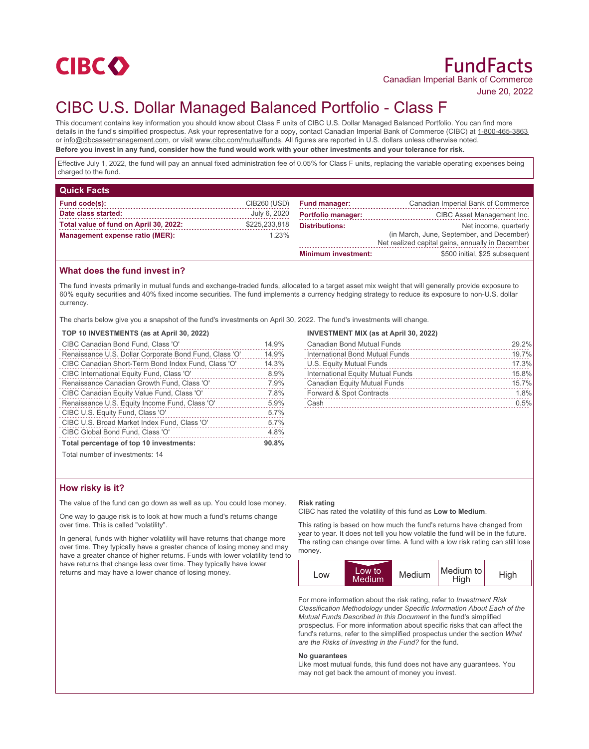CIBC

# FundFacts

Canadian Imperial Bank of Commerce

June 20, 2022

# CIBC U.S. Dollar Managed Balanced Portfolio - Class F

This document contains key information you should know about Class F units of CIBC U.S. Dollar Managed Balanced Portfolio. You can find more details in the fund's simplified prospectus. Ask your representative for a copy, contact Canadian Imperial Bank of Commerce (CIBC) at 1-800-465-3863 or info@cibcassetmanagement.com, or visit www.cibc.com/mutualfunds. All figures are reported in U.S. dollars unless otherwise noted.

**Before you invest in any fund, consider how the fund would work with your other investments and your tolerance for risk.**

Effective July 1, 2022, the fund will pay an annual fixed administration fee of 0.05% for Class F units, replacing the variable operating expenses being charged to the fund.

## Quick Facts

| | |
|---|---|
| **Fund code(s):** | CIB260 (USD) |
| **Date class started:** | July 6, 2020 |
| **Total value of fund on April 30, 2022:** | $225,233,818 |
| **Management expense ratio (MER):** | 1.23% |
| **Fund manager:** | Canadian Imperial Bank of Commerce |
| **Portfolio manager:** | CIBC Asset Management Inc. |
| **Distributions:** | Net income, quarterly (in March, June, September, and December) Net realized capital gains, annually in December |
| **Minimum investment:** | $500 initial, $25 subsequent |

## What does the fund invest in?

The fund invests primarily in mutual funds and exchange-traded funds, allocated to a target asset mix weight that will generally provide exposure to 60% equity securities and 40% fixed income securities. The fund implements a currency hedging strategy to reduce its exposure to non-U.S. dollar currency.

The charts below give you a snapshot of the fund's investments on April 30, 2022. The fund's investments will change.

**TOP 10 INVESTMENTS (as at April 30, 2022)**

| | |
|---|---|
| CIBC Canadian Bond Fund, Class 'O' | 14.9% |
| Renaissance U.S. Dollar Corporate Bond Fund, Class 'O' | 14.9% |
| CIBC Canadian Short-Term Bond Index Fund, Class 'O' | 14.3% |
| CIBC International Equity Fund, Class 'O' | 8.9% |
| Renaissance Canadian Growth Fund, Class 'O' | 7.9% |
| CIBC Canadian Equity Value Fund, Class 'O' | 7.8% |
| Renaissance U.S. Equity Income Fund, Class 'O' | 5.9% |
| CIBC U.S. Equity Fund, Class 'O' | 5.7% |
| CIBC U.S. Broad Market Index Fund, Class 'O' | 5.7% |
| CIBC Global Bond Fund, Class 'O' | 4.8% |
| **Total percentage of top 10 investments:** | **90.8%** |

Total number of investments: 14

**INVESTMENT MIX (as at April 30, 2022)**

| | |
|---|---|
| Canadian Bond Mutual Funds | 29.2% |
| International Bond Mutual Funds | 19.7% |
| U.S. Equity Mutual Funds | 17.3% |
| International Equity Mutual Funds | 15.8% |
| Canadian Equity Mutual Funds | 15.7% |
| Forward & Spot Contracts | 1.8% |
| Cash | 0.5% |

## How risky is it?

The value of the fund can go down as well as up. You could lose money.

One way to gauge risk is to look at how much a fund's returns change over time. This is called "volatility".

In general, funds with higher volatility will have returns that change more over time. They typically have a greater chance of losing money and may have a greater chance of higher returns. Funds with lower volatility tend to have returns that change less over time. They typically have lower returns and may have a lower chance of losing money.

**Risk rating**

CIBC has rated the volatility of this fund as **Low to Medium**.

This rating is based on how much the fund's returns have changed from year to year. It does not tell you how volatile the fund will be in the future. The rating can change over time. A fund with a low risk rating can still lose money.

| Low | **Low to Medium** | Medium | Medium to High | High |
|---|---|---|---|---|

For more information about the risk rating, refer to *Investment Risk Classification Methodology* under *Specific Information About Each of the Mutual Funds Described in this Document* in the fund's simplified prospectus. For more information about specific risks that can affect the fund's returns, refer to the simplified prospectus under the section *What are the Risks of Investing in the Fund?* for the fund.

**No guarantees**

Like most mutual funds, this fund does not have any guarantees. You may not get back the amount of money you invest.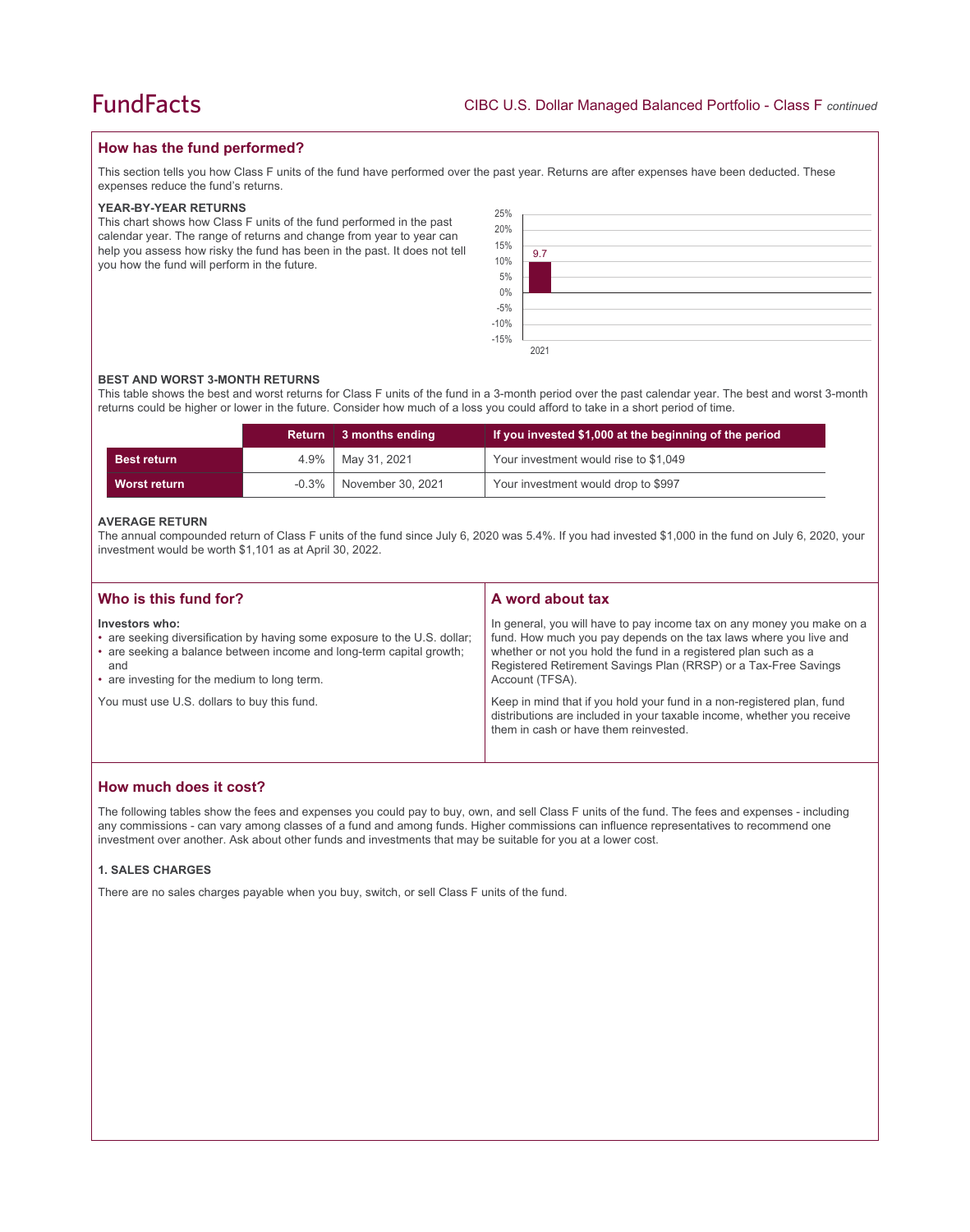## How has the fund performed?

This section tells you how Class F units of the fund have performed over the past year. Returns are after expenses have been deducted. These expenses reduce the fund's returns.

### YEAR-BY-YEAR RETURNS

This chart shows how Class F units of the fund performed in the past calendar year. The range of returns and change from year to year can help you assess how risky the fund has been in the past. It does not tell you how the fund will perform in the future.

| Year | Return (%) |
|---|---|
| 2021 | 9.7 |

### BEST AND WORST 3-MONTH RETURNS

This table shows the best and worst returns for Class F units of the fund in a 3-month period over the past calendar year. The best and worst 3-month returns could be higher or lower in the future. Consider how much of a loss you could afford to take in a short period of time.

| | Return | 3 months ending | If you invested $1,000 at the beginning of the period |
|---|---|---|---|
| **Best return** | 4.9% | May 31, 2021 | Your investment would rise to $1,049 |
| **Worst return** | -0.3% | November 30, 2021 | Your investment would drop to $997 |

### AVERAGE RETURN

The annual compounded return of Class F units of the fund since July 6, 2020 was 5.4%. If you had invested $1,000 in the fund on July 6, 2020, your investment would be worth $1,101 as at April 30, 2022.

## Who is this fund for?

**Investors who:**

- are seeking diversification by having some exposure to the U.S. dollar;
- are seeking a balance between income and long-term capital growth; and
- are investing for the medium to long term.

You must use U.S. dollars to buy this fund.

## A word about tax

In general, you will have to pay income tax on any money you make on a fund. How much you pay depends on the tax laws where you live and whether or not you hold the fund in a registered plan such as a Registered Retirement Savings Plan (RRSP) or a Tax-Free Savings Account (TFSA).

Keep in mind that if you hold your fund in a non-registered plan, fund distributions are included in your taxable income, whether you receive them in cash or have them reinvested.

## How much does it cost?

The following tables show the fees and expenses you could pay to buy, own, and sell Class F units of the fund. The fees and expenses - including any commissions - can vary among classes of a fund and among funds. Higher commissions can influence representatives to recommend one investment over another. Ask about other funds and investments that may be suitable for you at a lower cost.

### 1. SALES CHARGES

There are no sales charges payable when you buy, switch, or sell Class F units of the fund.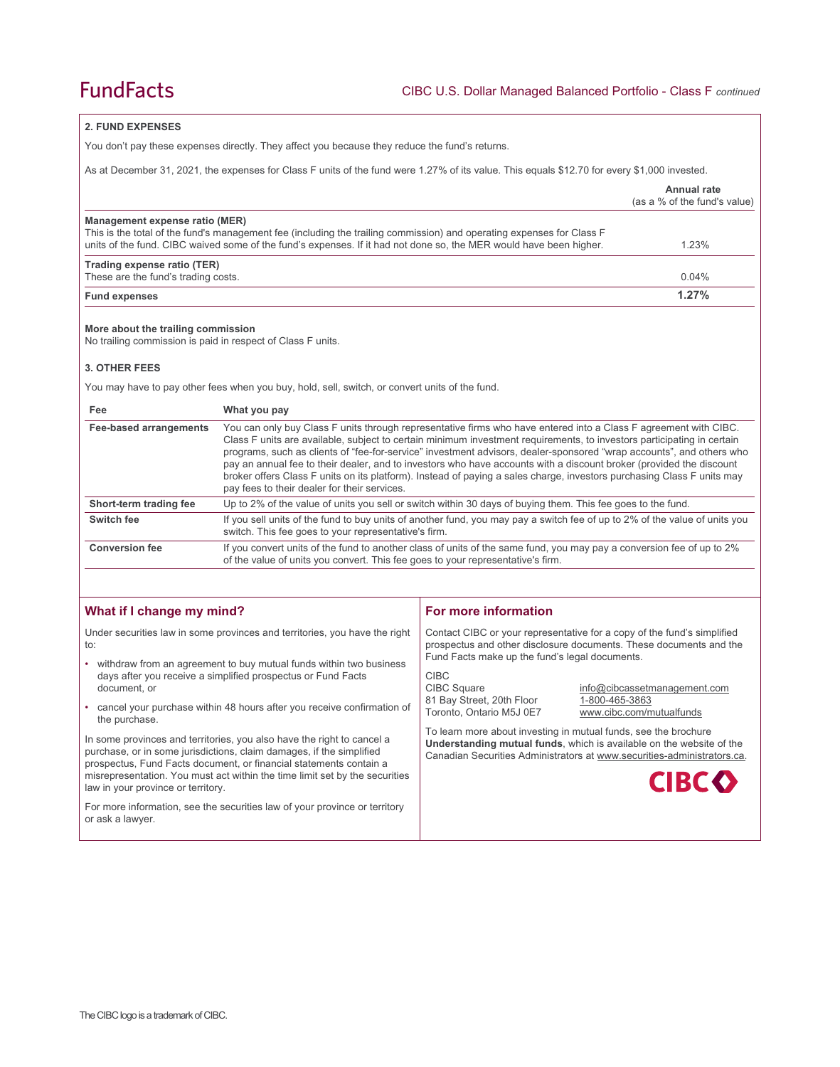## 2. FUND EXPENSES

You don't pay these expenses directly. They affect you because they reduce the fund's returns.

As at December 31, 2021, the expenses for Class F units of the fund were 1.27% of its value. This equals $12.70 for every $1,000 invested.

| | Annual rate (as a % of the fund's value) |
|---|---|
| **Management expense ratio (MER)**<br>This is the total of the fund's management fee (including the trailing commission) and operating expenses for Class F units of the fund. CIBC waived some of the fund's expenses. If it had not done so, the MER would have been higher. | 1.23% |
| **Trading expense ratio (TER)**<br>These are the fund's trading costs. | 0.04% |
| **Fund expenses** | **1.27%** |

**More about the trailing commission**
No trailing commission is paid in respect of Class F units.

## 3. OTHER FEES

You may have to pay other fees when you buy, hold, sell, switch, or convert units of the fund.

| Fee | What you pay |
|---|---|
| **Fee-based arrangements** | You can only buy Class F units through representative firms who have entered into a Class F agreement with CIBC. Class F units are available, subject to certain minimum investment requirements, to investors participating in certain programs, such as clients of "fee-for-service" investment advisors, dealer-sponsored "wrap accounts", and others who pay an annual fee to their dealer, and to investors who have accounts with a discount broker (provided the discount broker offers Class F units on its platform). Instead of paying a sales charge, investors purchasing Class F units may pay fees to their dealer for their services. |
| **Short-term trading fee** | Up to 2% of the value of units you sell or switch within 30 days of buying them. This fee goes to the fund. |
| **Switch fee** | If you sell units of the fund to buy units of another fund, you may pay a switch fee of up to 2% of the value of units you switch. This fee goes to your representative's firm. |
| **Conversion fee** | If you convert units of the fund to another class of units of the same fund, you may pay a conversion fee of up to 2% of the value of units you convert. This fee goes to your representative's firm. |

## What if I change my mind?

Under securities law in some provinces and territories, you have the right to:

- withdraw from an agreement to buy mutual funds within two business days after you receive a simplified prospectus or Fund Facts document, or
- cancel your purchase within 48 hours after you receive confirmation of the purchase.

In some provinces and territories, you also have the right to cancel a purchase, or in some jurisdictions, claim damages, if the simplified prospectus, Fund Facts document, or financial statements contain a misrepresentation. You must act within the time limit set by the securities law in your province or territory.

For more information, see the securities law of your province or territory or ask a lawyer.

## For more information

Contact CIBC or your representative for a copy of the fund's simplified prospectus and other disclosure documents. These documents and the Fund Facts make up the fund's legal documents.

CIBC
CIBC Square
81 Bay Street, 20th Floor
Toronto, Ontario M5J 0E7

info@cibcassetmanagement.com
1-800-465-3863
www.cibc.com/mutualfunds

To learn more about investing in mutual funds, see the brochure **Understanding mutual funds**, which is available on the website of the Canadian Securities Administrators at www.securities-administrators.ca.

The CIBC logo is a trademark of CIBC.